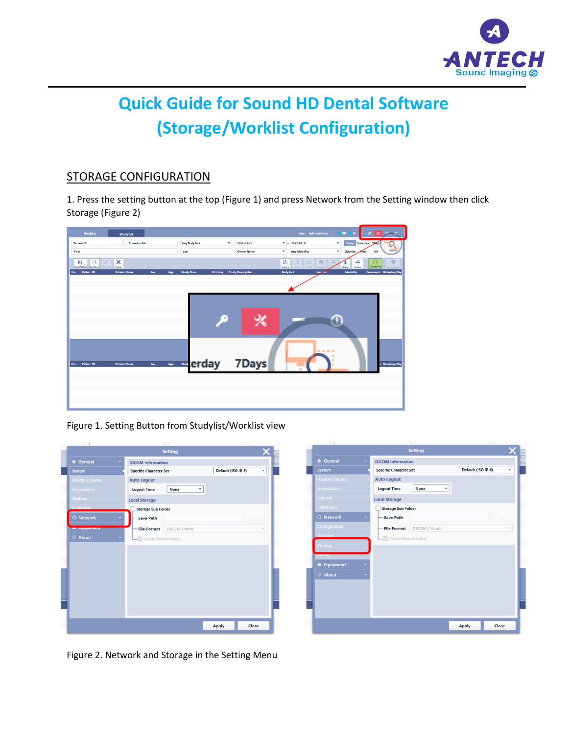# Quick Guide for Sound HD Dental Software (Storage/Worklist Configuration)

## STORAGE CONFIGURATION

1. Press the setting button at the top (Figure 1) and press Network from the Setting window then click Storage (Figure 2)

Figure 1. Setting Button from Studylist/Worklist view

Figure 2. Network and Storage in the Setting Menu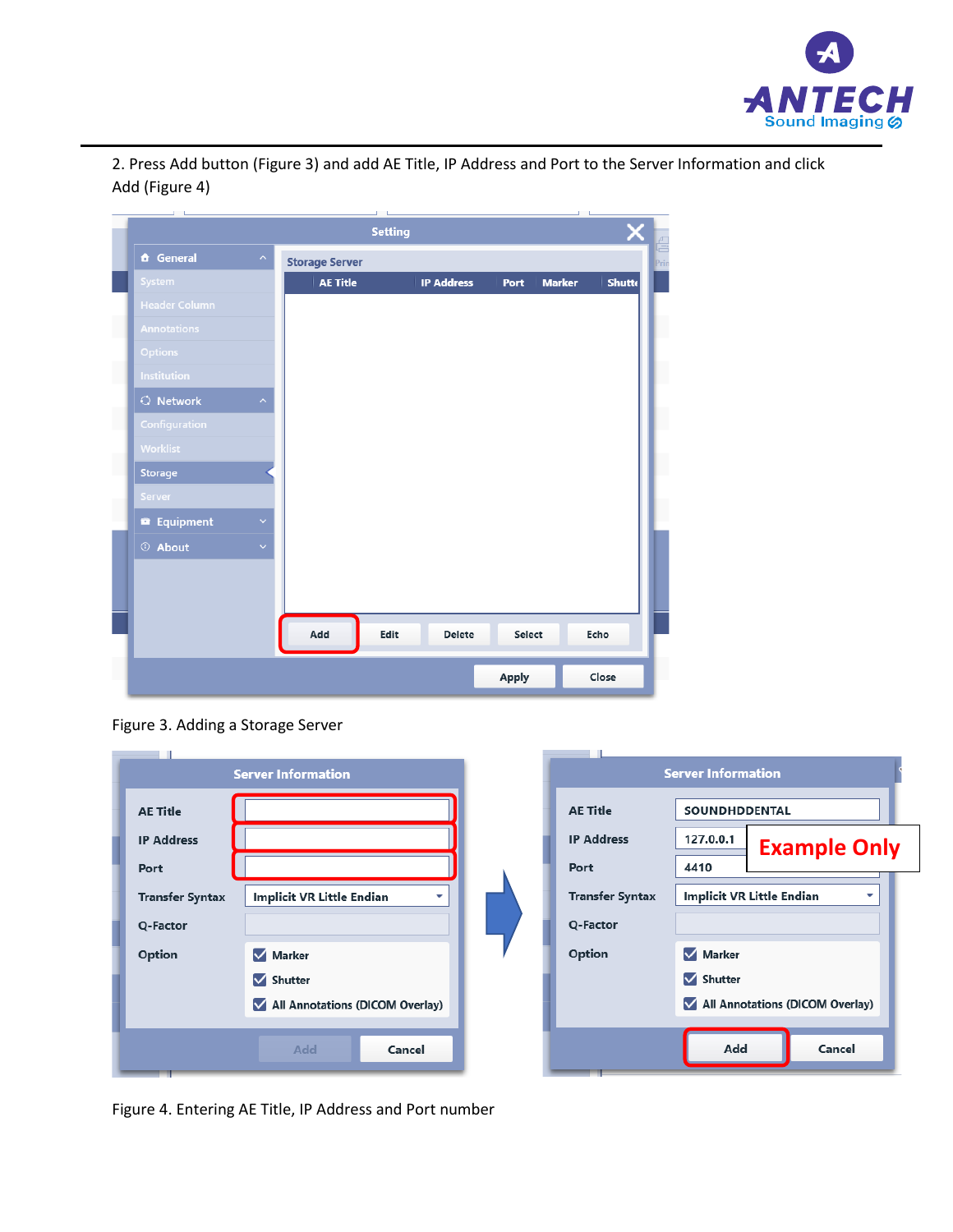2. Press Add button (Figure 3) and add AE Title, IP Address and Port to the Server Information and click Add (Figure 4)

Figure 3. Adding a Storage Server

Figure 4. Entering AE Title, IP Address and Port number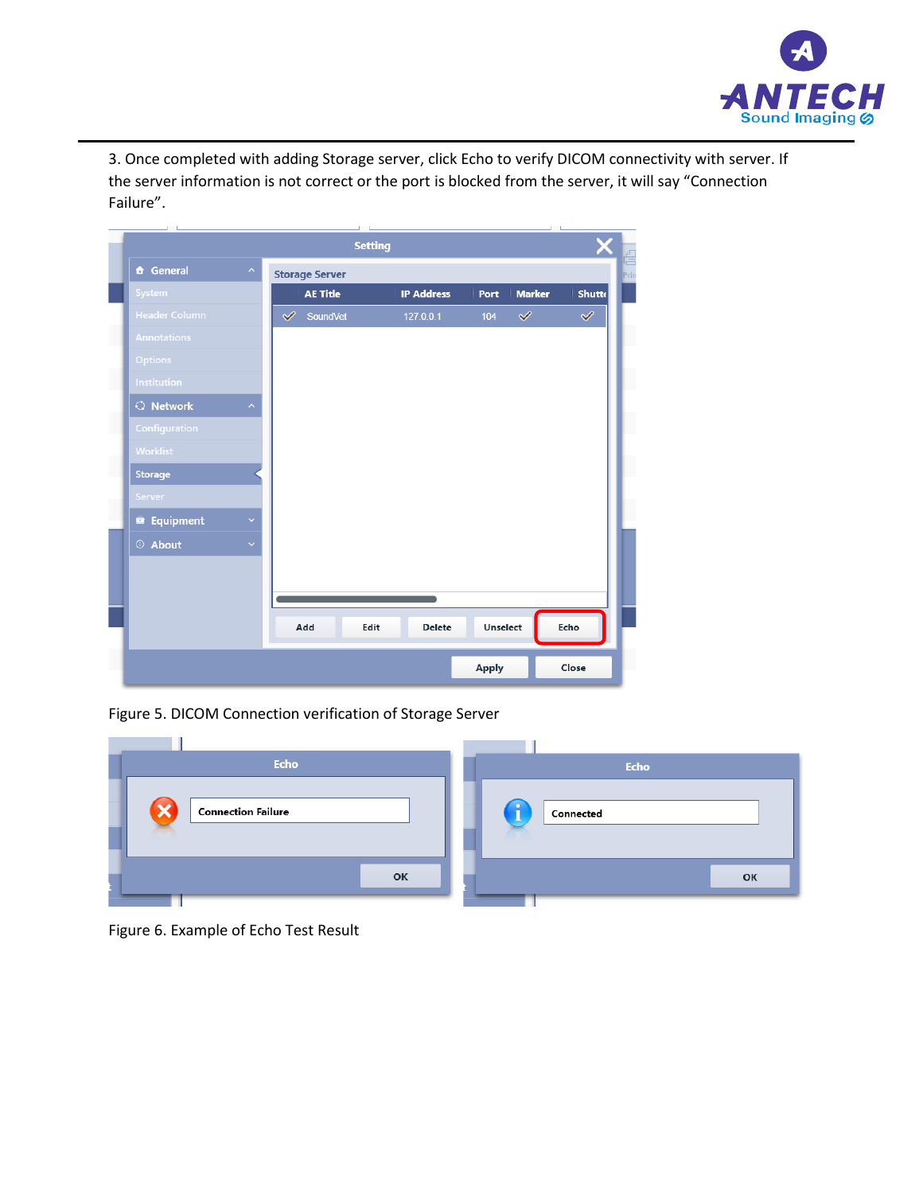3. Once completed with adding Storage server, click Echo to verify DICOM connectivity with server. If the server information is not correct or the port is blocked from the server, it will say "Connection Failure".

Figure 5. DICOM Connection verification of Storage Server

Figure 6. Example of Echo Test Result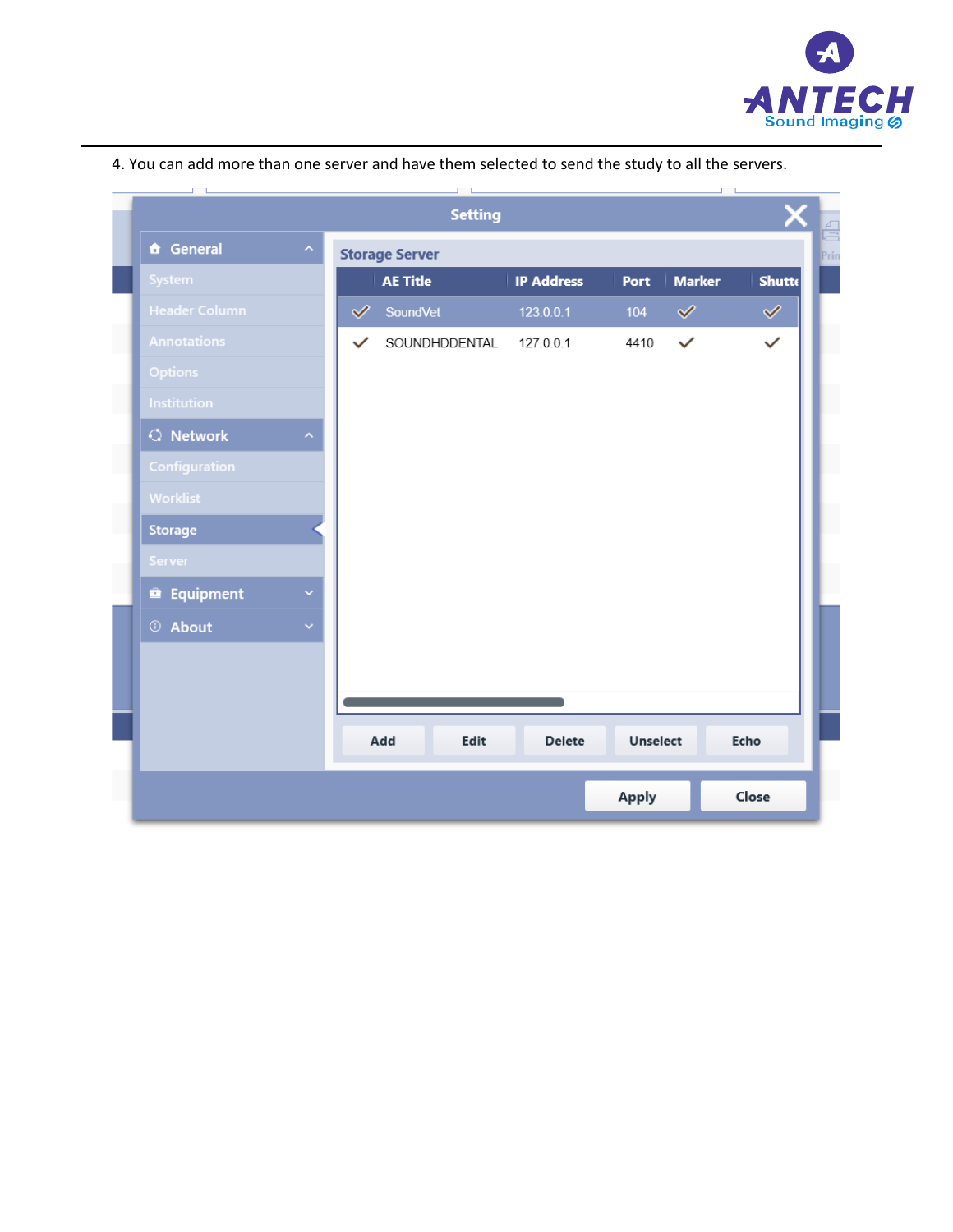4. You can add more than one server and have them selected to send the study to all the servers.

Setting

- General
  - System
  - Header Column
  - Annotations
  - Options
  - Institution
- Network
  - Configuration
  - Worklist
  - Storage
  - Server
- Equipment
- About

Storage Server

| | AE Title | IP Address | Port | Marker | Shutte |
|---|---|---|---|---|---|
| ✓ | SoundVet | 123.0.0.1 | 104 | ✓ | ✓ |
| ✓ | SOUNDHDDENTAL | 127.0.0.1 | 4410 | ✓ | ✓ |

Add | Edit | Delete | Unselect | Echo

Apply | Close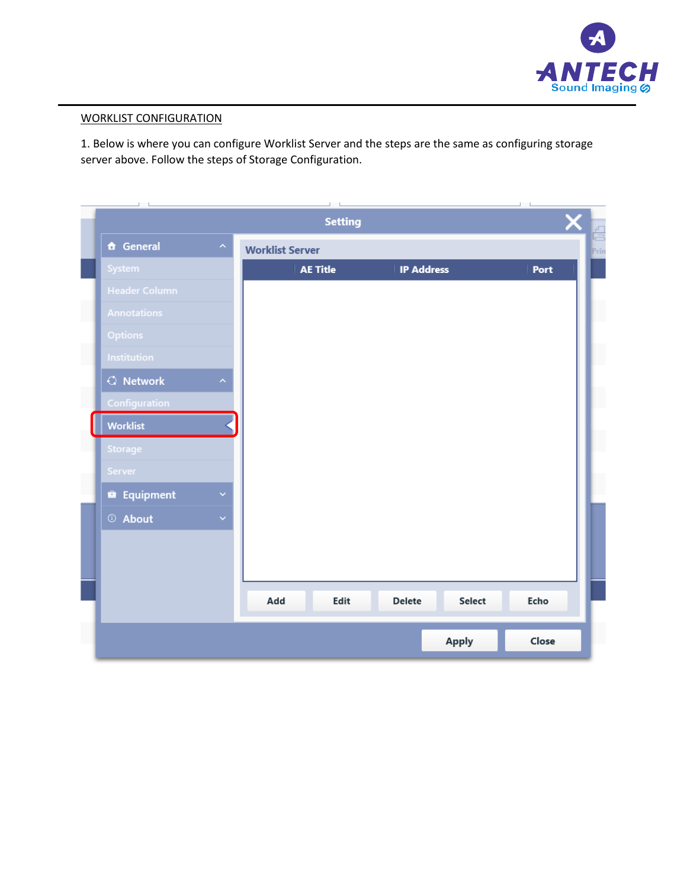WORKLIST CONFIGURATION

1. Below is where you can configure Worklist Server and the steps are the same as configuring storage server above. Follow the steps of Storage Configuration.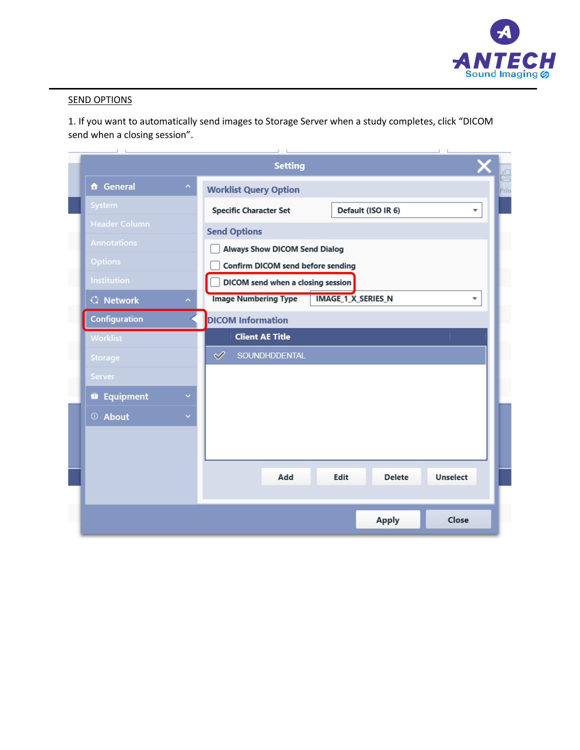SEND OPTIONS

1. If you want to automatically send images to Storage Server when a study completes, click “DICOM send when a closing session”.